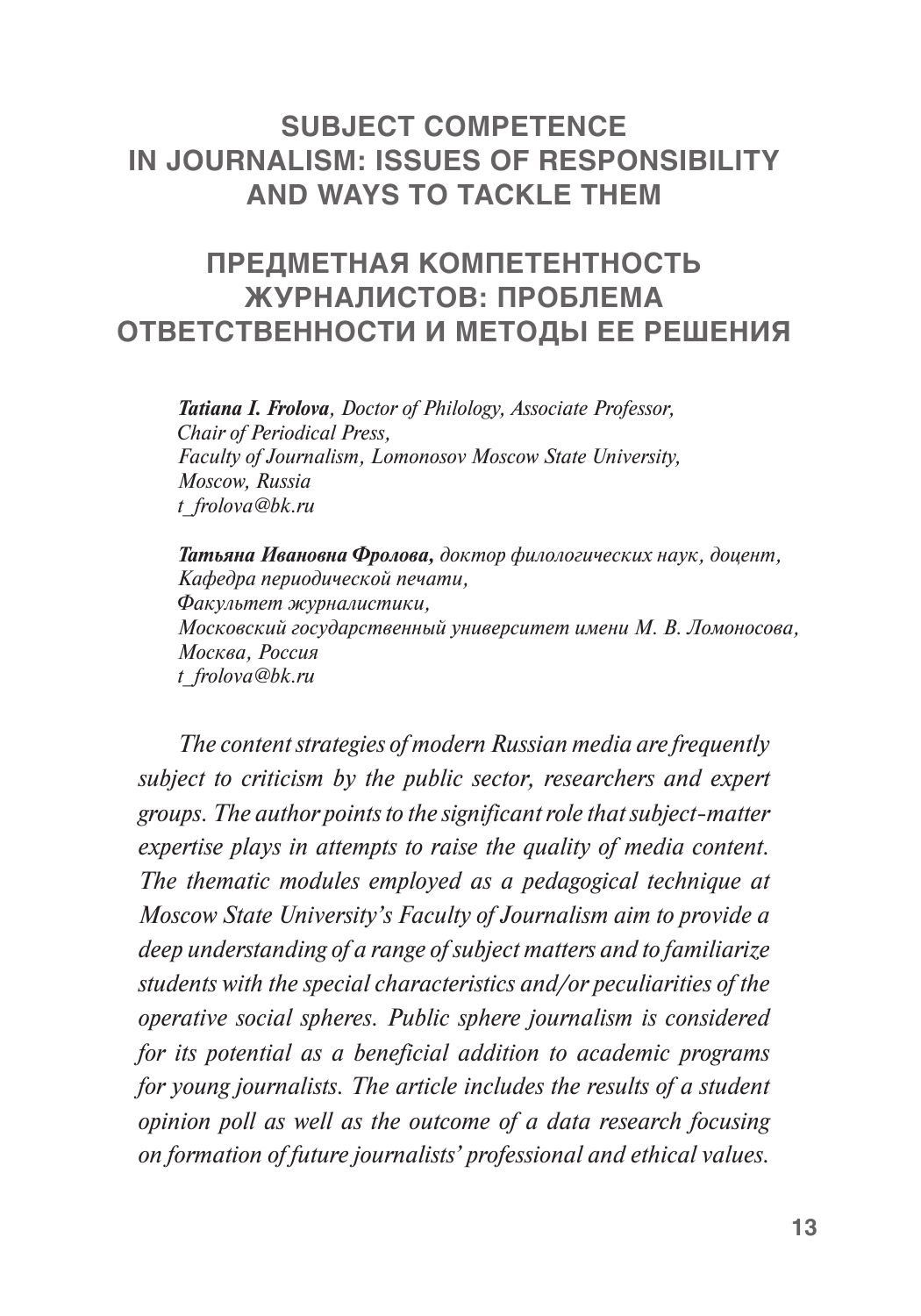# SUBJECT COMPETENCE IN JOURNALISM: ISSUES OF RESPONSIBILITY AND WAYS TO TACKLE THEM

# ПРЕДМЕТНАЯ КОМПЕТЕНТНОСТЬ ЖУРНАЛИСТОВ: ПРОБЛЕМА ОТВЕТСТВЕННОСТИ И МЕТОДЫ ЕЕ РЕШЕНИЯ

***Tatiana I. Frolova****, Doctor of Philology, Associate Professor,*
*Chair of Periodical Press,*
*Faculty of Journalism, Lomonosov Moscow State University,*
*Moscow, Russia*
*t_frolova@bk.ru*

***Татьяна Ивановна Фролова,*** *доктор филологических наук, доцент,*
*Кафедра периодической печати,*
*Факультет журналистики,*
*Московский государственный университет имени М. В. Ломоносова,*
*Москва, Россия*
*t_frolova@bk.ru*

*The content strategies of modern Russian media are frequently subject to criticism by the public sector, researchers and expert groups. The author points to the significant role that subject-matter expertise plays in attempts to raise the quality of media content. The thematic modules employed as a pedagogical technique at Moscow State University's Faculty of Journalism aim to provide a deep understanding of a range of subject matters and to familiarize students with the special characteristics and/or peculiarities of the operative social spheres. Public sphere journalism is considered for its potential as a beneficial addition to academic programs for young journalists. The article includes the results of a student opinion poll as well as the outcome of a data research focusing on formation of future journalists' professional and ethical values.*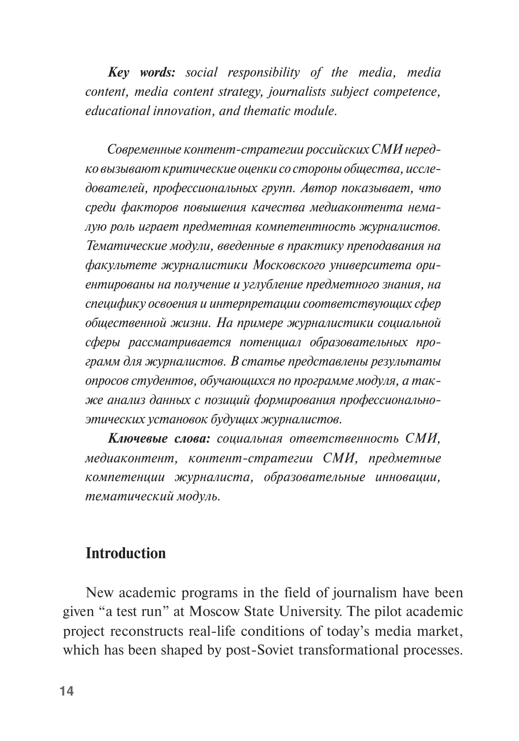***Key words:*** *social responsibility of the media, media content, media content strategy, journalists subject competence, educational innovation, and thematic module.*

*Современные контент-стратегии российских СМИ нередко вызывают критические оценки со стороны общества, исследователей, профессиональных групп. Автор показывает, что среди факторов повышения качества медиаконтента немалую роль играет предметная компетентность журналистов. Тематические модули, введенные в практику преподавания на факультете журналистики Московского университета ориентированы на получение и углубление предметного знания, на специфику освоения и интерпретации соответствующих сфер общественной жизни. На примере журналистики социальной сферы рассматривается потенциал образовательных программ для журналистов. В статье представлены результаты опросов студентов, обучающихся по программе модуля, а также анализ данных с позиций формирования профессионально-этических установок будущих журналистов.*

***Ключевые слова:*** *социальная ответственность СМИ, медиаконтент, контент-стратегии СМИ, предметные компетенции журналиста, образовательные инновации, тематический модуль.*

## Introduction

New academic programs in the field of journalism have been given "a test run" at Moscow State University. The pilot academic project reconstructs real-life conditions of today's media market, which has been shaped by post-Soviet transformational processes.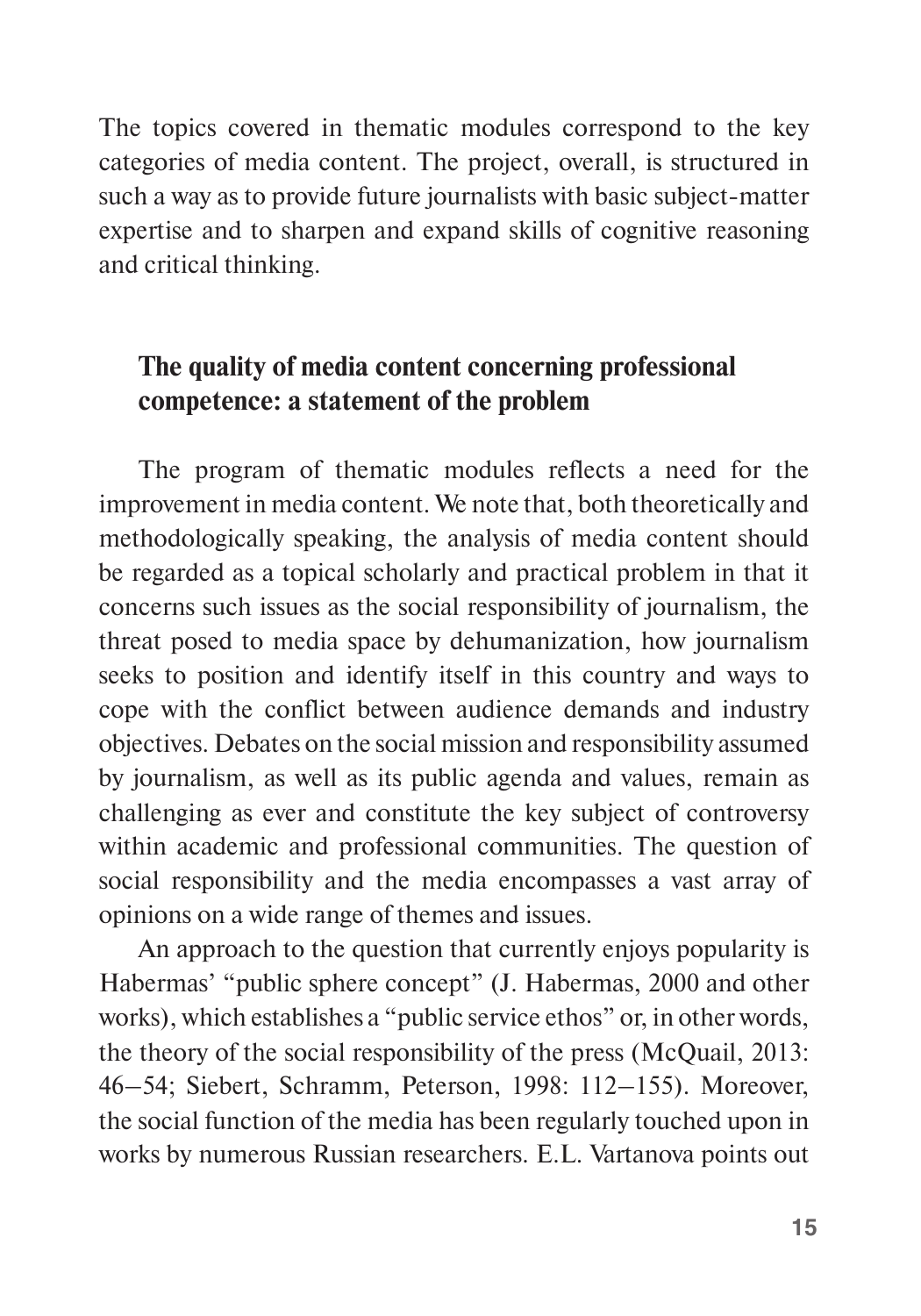The topics covered in thematic modules correspond to the key categories of media content. The project, overall, is structured in such a way as to provide future journalists with basic subject-matter expertise and to sharpen and expand skills of cognitive reasoning and critical thinking.

## The quality of media content concerning professional competence: a statement of the problem

The program of thematic modules reflects a need for the improvement in media content. We note that, both theoretically and methodologically speaking, the analysis of media content should be regarded as a topical scholarly and practical problem in that it concerns such issues as the social responsibility of journalism, the threat posed to media space by dehumanization, how journalism seeks to position and identify itself in this country and ways to cope with the conflict between audience demands and industry objectives. Debates on the social mission and responsibility assumed by journalism, as well as its public agenda and values, remain as challenging as ever and constitute the key subject of controversy within academic and professional communities. The question of social responsibility and the media encompasses a vast array of opinions on a wide range of themes and issues.

An approach to the question that currently enjoys popularity is Habermas' "public sphere concept" (J. Habermas, 2000 and other works), which establishes a "public service ethos" or, in other words, the theory of the social responsibility of the press (McQuail, 2013: 46–54; Siebert, Schramm, Peterson, 1998: 112–155). Moreover, the social function of the media has been regularly touched upon in works by numerous Russian researchers. E.L. Vartanova points out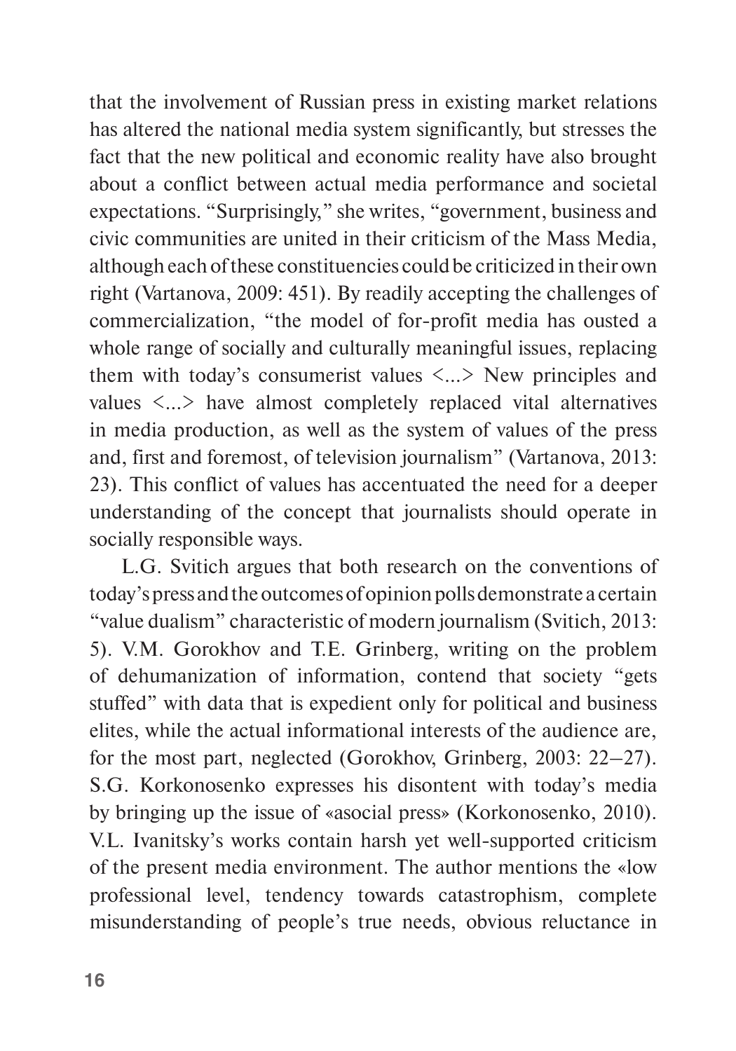that the involvement of Russian press in existing market relations has altered the national media system significantly, but stresses the fact that the new political and economic reality have also brought about a conflict between actual media performance and societal expectations. "Surprisingly," she writes, "government, business and civic communities are united in their criticism of the Mass Media, although each of these constituencies could be criticized in their own right (Vartanova, 2009: 451). By readily accepting the challenges of commercialization, "the model of for-profit media has ousted a whole range of socially and culturally meaningful issues, replacing them with today's consumerist values <...> New principles and values <...> have almost completely replaced vital alternatives in media production, as well as the system of values of the press and, first and foremost, of television journalism" (Vartanova, 2013: 23). This conflict of values has accentuated the need for a deeper understanding of the concept that journalists should operate in socially responsible ways.

L.G. Svitich argues that both research on the conventions of today's press and the outcomes of opinion polls demonstrate a certain "value dualism" characteristic of modern journalism (Svitich, 2013: 5). V.M. Gorokhov and T.E. Grinberg, writing on the problem of dehumanization of information, contend that society "gets stuffed" with data that is expedient only for political and business elites, while the actual informational interests of the audience are, for the most part, neglected (Gorokhov, Grinberg, 2003: 22–27). S.G. Korkonosenko expresses his disontent with today's media by bringing up the issue of «asocial press» (Korkonosenko, 2010). V.L. Ivanitsky's works contain harsh yet well-supported criticism of the present media environment. The author mentions the «low professional level, tendency towards catastrophism, complete misunderstanding of people's true needs, obvious reluctance in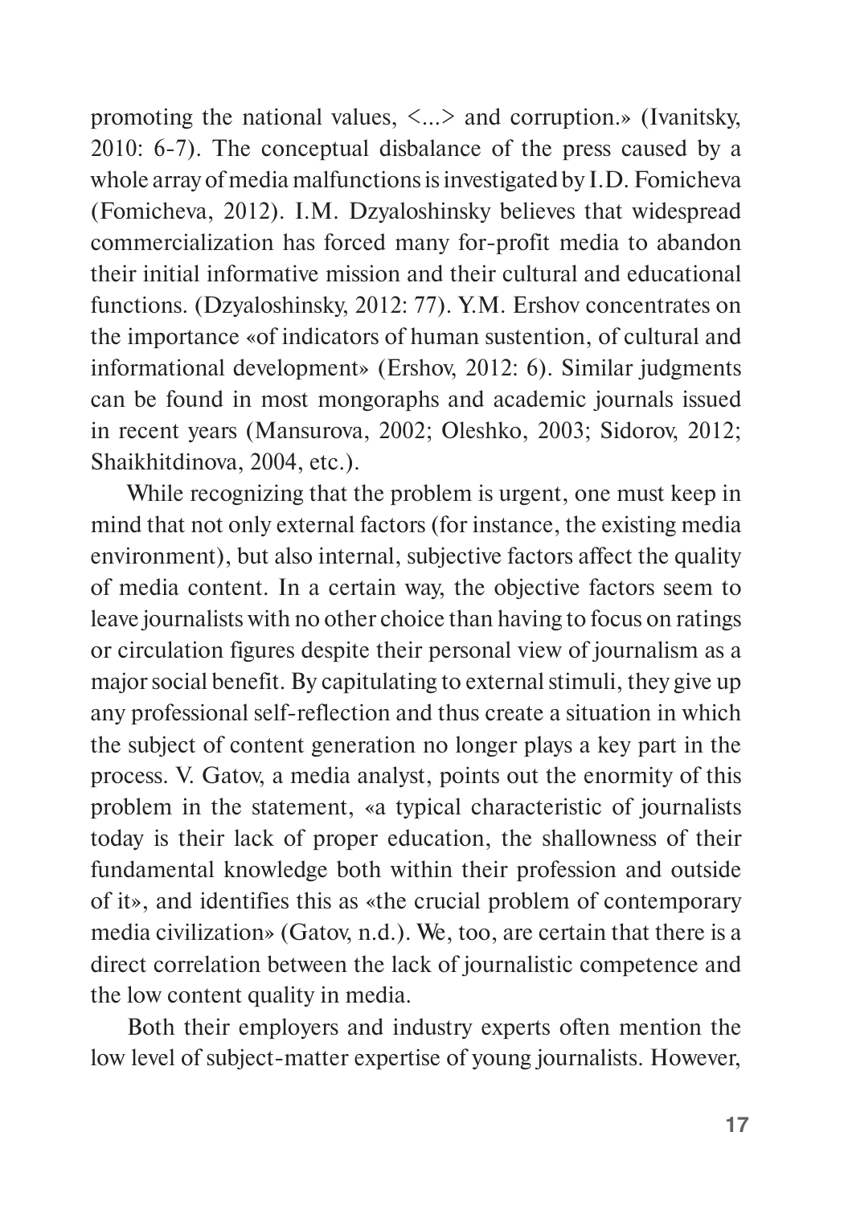promoting the national values, <...> and corruption.» (Ivanitsky, 2010: 6-7). The conceptual disbalance of the press caused by a whole array of media malfunctions is investigated by I.D. Fomicheva (Fomicheva, 2012). I.M. Dzyaloshinsky believes that widespread commercialization has forced many for-profit media to abandon their initial informative mission and their cultural and educational functions. (Dzyaloshinsky, 2012: 77). Y.M. Ershov concentrates on the importance «of indicators of human sustention, of cultural and informational development» (Ershov, 2012: 6). Similar judgments can be found in most mongoraphs and academic journals issued in recent years (Mansurova, 2002; Oleshko, 2003; Sidorov, 2012; Shaikhitdinova, 2004, etc.).

While recognizing that the problem is urgent, one must keep in mind that not only external factors (for instance, the existing media environment), but also internal, subjective factors affect the quality of media content. In a certain way, the objective factors seem to leave journalists with no other choice than having to focus on ratings or circulation figures despite their personal view of journalism as a major social benefit. By capitulating to external stimuli, they give up any professional self-reflection and thus create a situation in which the subject of content generation no longer plays a key part in the process. V. Gatov, a media analyst, points out the enormity of this problem in the statement, «a typical characteristic of journalists today is their lack of proper education, the shallowness of their fundamental knowledge both within their profession and outside of it», and identifies this as «the crucial problem of contemporary media civilization» (Gatov, n.d.). We, too, are certain that there is a direct correlation between the lack of journalistic competence and the low content quality in media.

Both their employers and industry experts often mention the low level of subject-matter expertise of young journalists. However,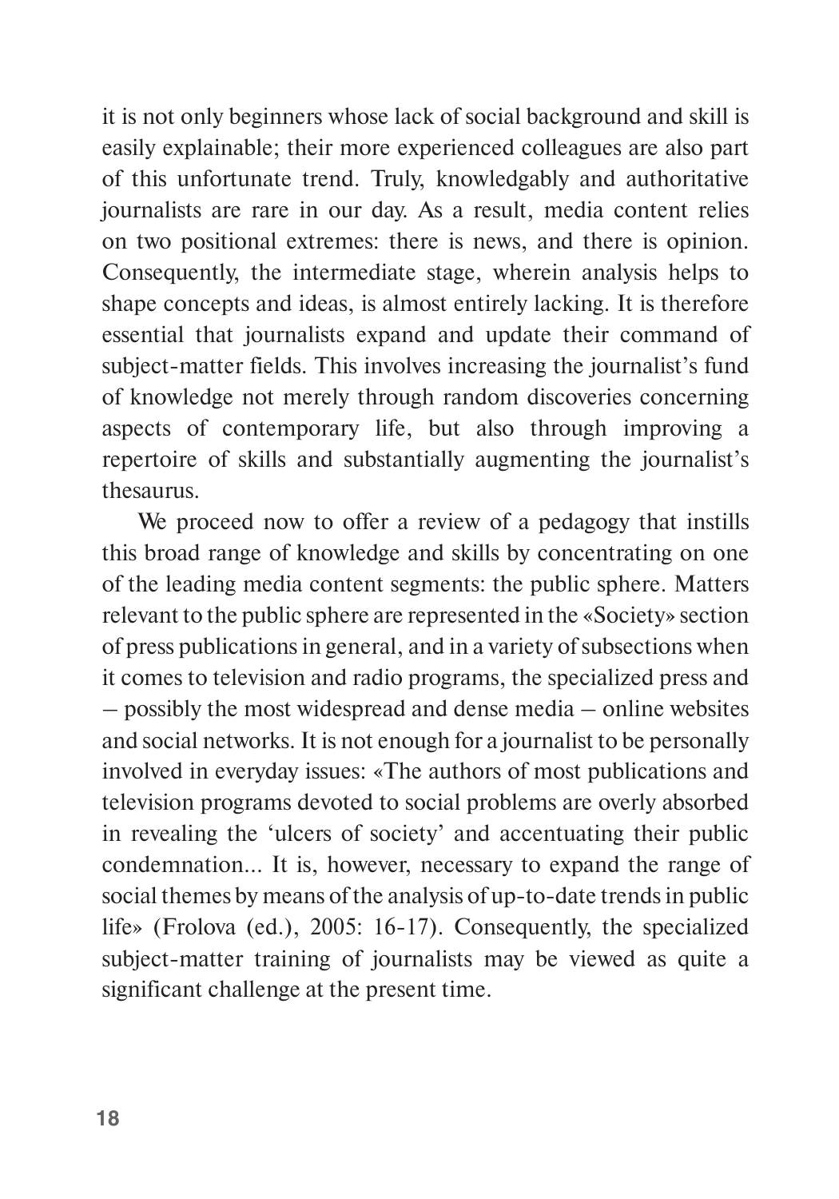it is not only beginners whose lack of social background and skill is easily explainable; their more experienced colleagues are also part of this unfortunate trend. Truly, knowledgably and authoritative journalists are rare in our day. As a result, media content relies on two positional extremes: there is news, and there is opinion. Consequently, the intermediate stage, wherein analysis helps to shape concepts and ideas, is almost entirely lacking. It is therefore essential that journalists expand and update their command of subject-matter fields. This involves increasing the journalist's fund of knowledge not merely through random discoveries concerning aspects of contemporary life, but also through improving a repertoire of skills and substantially augmenting the journalist's thesaurus.

We proceed now to offer a review of a pedagogy that instills this broad range of knowledge and skills by concentrating on one of the leading media content segments: the public sphere. Matters relevant to the public sphere are represented in the «Society» section of press publications in general, and in a variety of subsections when it comes to television and radio programs, the specialized press and – possibly the most widespread and dense media – online websites and social networks. It is not enough for a journalist to be personally involved in everyday issues: «The authors of most publications and television programs devoted to social problems are overly absorbed in revealing the 'ulcers of society' and accentuating their public condemnation... It is, however, necessary to expand the range of social themes by means of the analysis of up-to-date trends in public life» (Frolova (ed.), 2005: 16-17). Consequently, the specialized subject-matter training of journalists may be viewed as quite a significant challenge at the present time.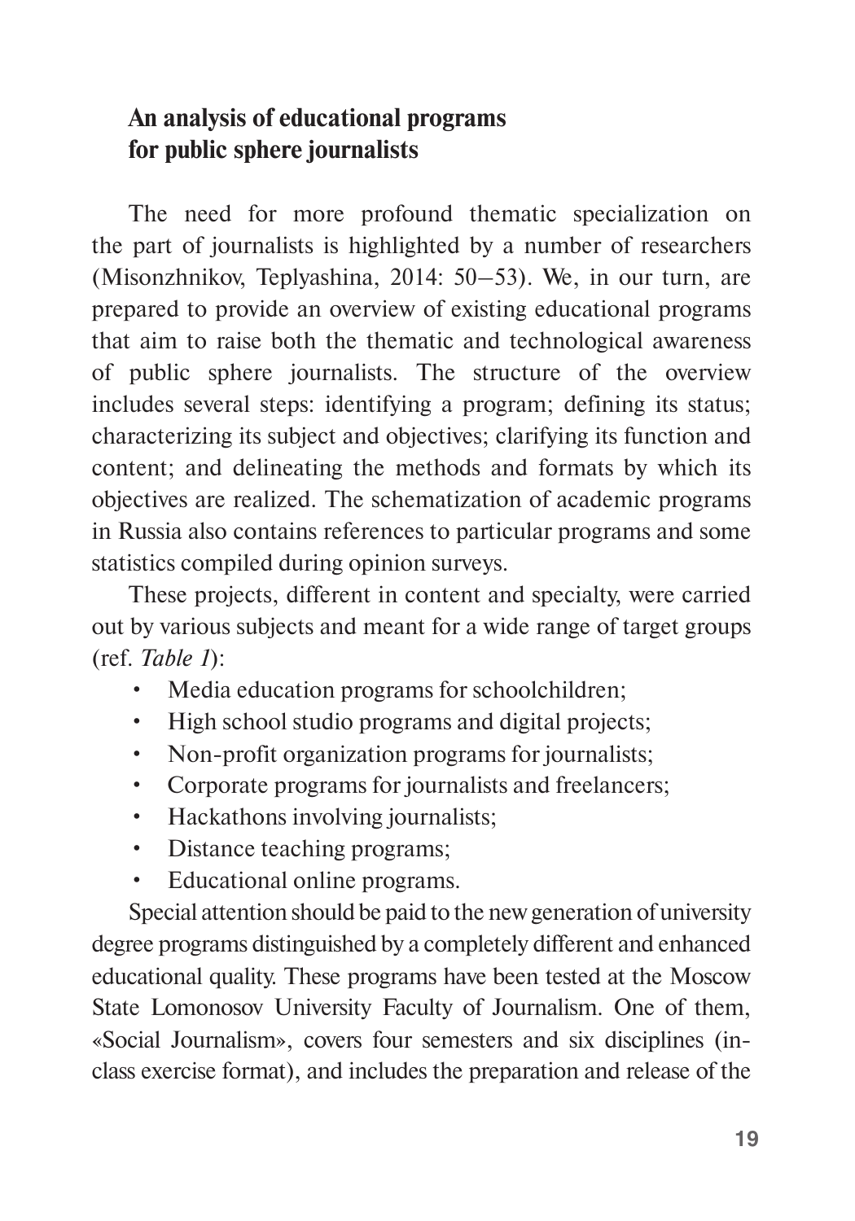## An analysis of educational programs for public sphere journalists

The need for more profound thematic specialization on the part of journalists is highlighted by a number of researchers (Misonzhnikov, Teplyashina, 2014: 50–53). We, in our turn, are prepared to provide an overview of existing educational programs that aim to raise both the thematic and technological awareness of public sphere journalists. The structure of the overview includes several steps: identifying a program; defining its status; characterizing its subject and objectives; clarifying its function and content; and delineating the methods and formats by which its objectives are realized. The schematization of academic programs in Russia also contains references to particular programs and some statistics compiled during opinion surveys.

These projects, different in content and specialty, were carried out by various subjects and meant for a wide range of target groups (ref. *Table 1*):

- Media education programs for schoolchildren;
- High school studio programs and digital projects;
- Non-profit organization programs for journalists;
- Corporate programs for journalists and freelancers;
- Hackathons involving journalists;
- Distance teaching programs;
- Educational online programs.

Special attention should be paid to the new generation of university degree programs distinguished by a completely different and enhanced educational quality. These programs have been tested at the Moscow State Lomonosov University Faculty of Journalism. One of them, «Social Journalism», covers four semesters and six disciplines (in-class exercise format), and includes the preparation and release of the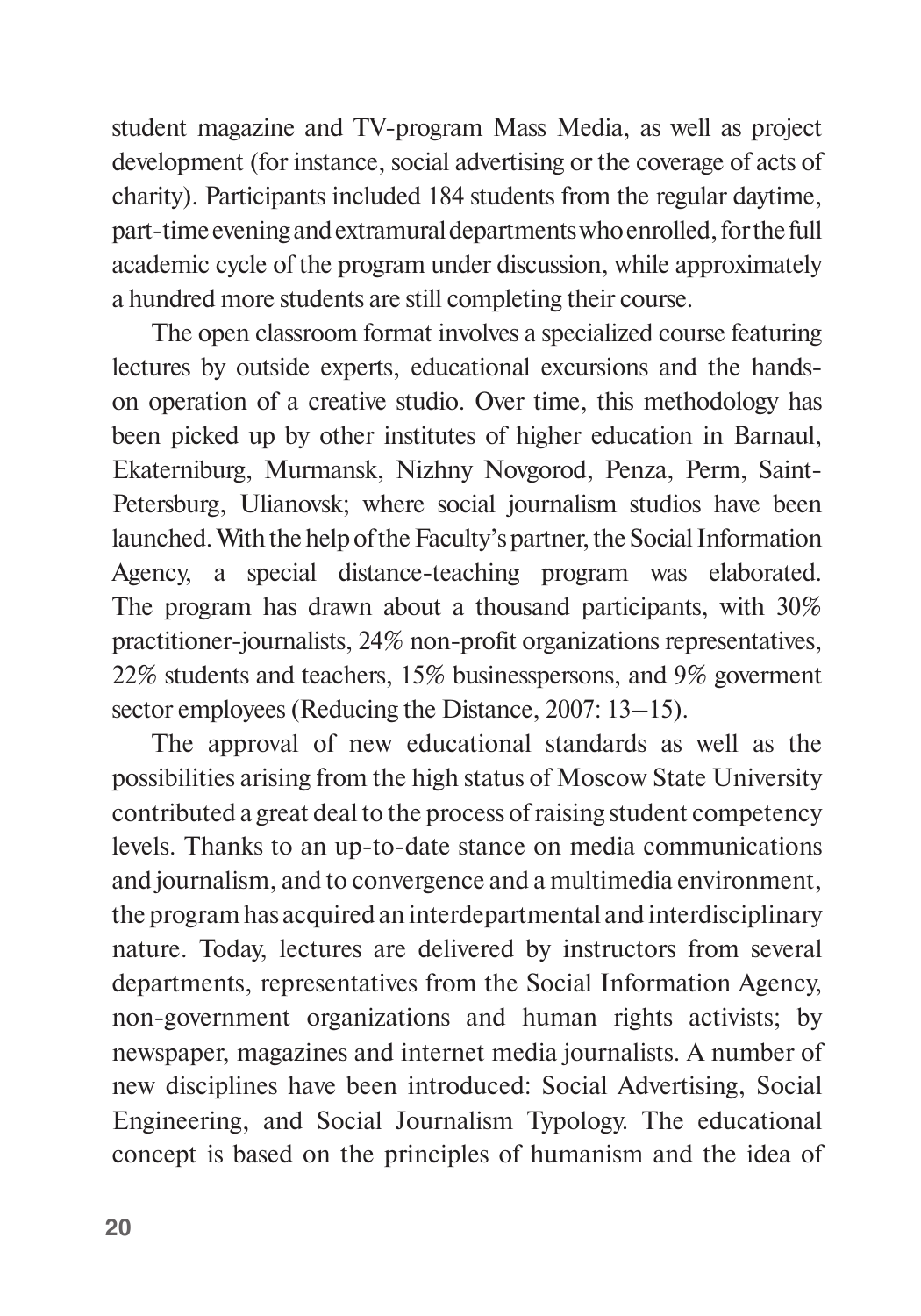student magazine and TV-program Mass Media, as well as project development (for instance, social advertising or the coverage of acts of charity). Participants included 184 students from the regular daytime, part-time evening and extramural departments who enrolled, for the full academic cycle of the program under discussion, while approximately a hundred more students are still completing their course.

The open classroom format involves a specialized course featuring lectures by outside experts, educational excursions and the hands-on operation of a creative studio. Over time, this methodology has been picked up by other institutes of higher education in Barnaul, Ekaterniburg, Murmansk, Nizhny Novgorod, Penza, Perm, Saint-Petersburg, Ulianovsk; where social journalism studios have been launched. With the help of the Faculty's partner, the Social Information Agency, a special distance-teaching program was elaborated. The program has drawn about a thousand participants, with 30% practitioner-journalists, 24% non-profit organizations representatives, 22% students and teachers, 15% businesspersons, and 9% goverment sector employees (Reducing the Distance, 2007: 13–15).

The approval of new educational standards as well as the possibilities arising from the high status of Moscow State University contributed a great deal to the process of raising student competency levels. Thanks to an up-to-date stance on media communications and journalism, and to convergence and a multimedia environment, the program has acquired an interdepartmental and interdisciplinary nature. Today, lectures are delivered by instructors from several departments, representatives from the Social Information Agency, non-government organizations and human rights activists; by newspaper, magazines and internet media journalists. A number of new disciplines have been introduced: Social Advertising, Social Engineering, and Social Journalism Typology. The educational concept is based on the principles of humanism and the idea of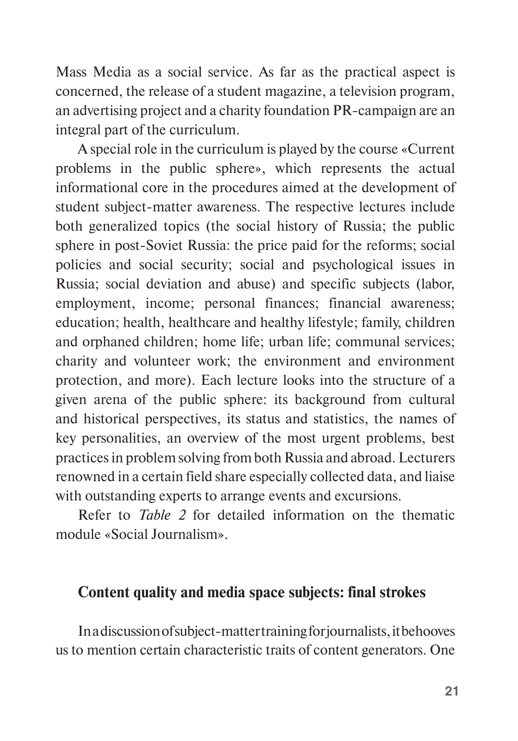Mass Media as a social service. As far as the practical aspect is concerned, the release of a student magazine, a television program, an advertising project and a charity foundation PR-campaign are an integral part of the curriculum.

A special role in the curriculum is played by the course «Current problems in the public sphere», which represents the actual informational core in the procedures aimed at the development of student subject-matter awareness. The respective lectures include both generalized topics (the social history of Russia; the public sphere in post-Soviet Russia: the price paid for the reforms; social policies and social security; social and psychological issues in Russia; social deviation and abuse) and specific subjects (labor, employment, income; personal finances; financial awareness; education; health, healthcare and healthy lifestyle; family, children and orphaned children; home life; urban life; communal services; charity and volunteer work; the environment and environment protection, and more). Each lecture looks into the structure of a given arena of the public sphere: its background from cultural and historical perspectives, its status and statistics, the names of key personalities, an overview of the most urgent problems, best practices in problem solving from both Russia and abroad. Lecturers renowned in a certain field share especially collected data, and liaise with outstanding experts to arrange events and excursions.

Refer to *Table 2* for detailed information on the thematic module «Social Journalism».

## Content quality and media space subjects: final strokes

In a discussion of subject-matter training for journalists, it behooves us to mention certain characteristic traits of content generators. One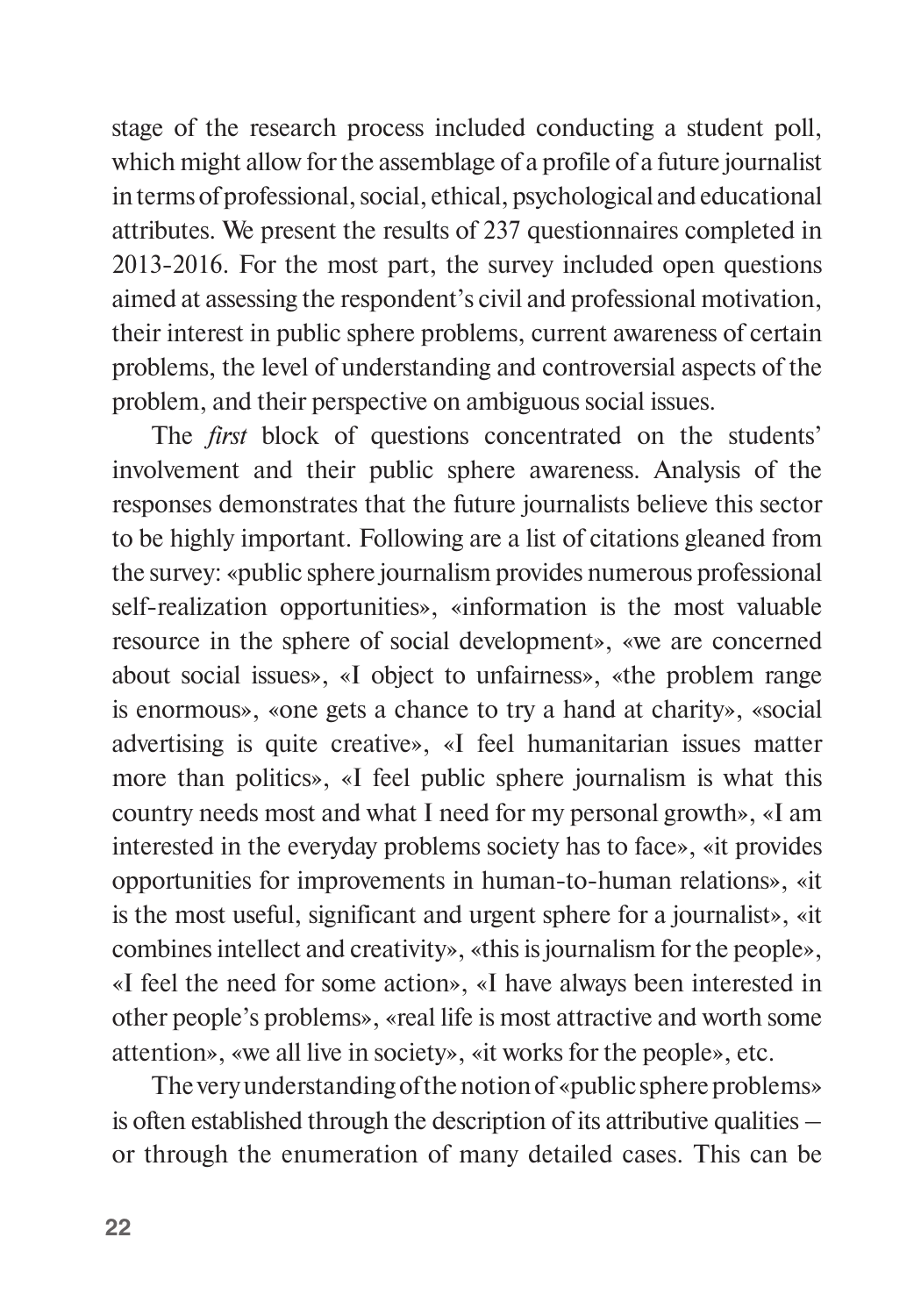stage of the research process included conducting a student poll, which might allow for the assemblage of a profile of a future journalist in terms of professional, social, ethical, psychological and educational attributes. We present the results of 237 questionnaires completed in 2013-2016. For the most part, the survey included open questions aimed at assessing the respondent's civil and professional motivation, their interest in public sphere problems, current awareness of certain problems, the level of understanding and controversial aspects of the problem, and their perspective on ambiguous social issues.

The *first* block of questions concentrated on the students' involvement and their public sphere awareness. Analysis of the responses demonstrates that the future journalists believe this sector to be highly important. Following are a list of citations gleaned from the survey: «public sphere journalism provides numerous professional self-realization opportunities», «information is the most valuable resource in the sphere of social development», «we are concerned about social issues», «I object to unfairness», «the problem range is enormous», «one gets a chance to try a hand at charity», «social advertising is quite creative», «I feel humanitarian issues matter more than politics», «I feel public sphere journalism is what this country needs most and what I need for my personal growth», «I am interested in the everyday problems society has to face», «it provides opportunities for improvements in human-to-human relations», «it is the most useful, significant and urgent sphere for a journalist», «it combines intellect and creativity», «this is journalism for the people», «I feel the need for some action», «I have always been interested in other people's problems», «real life is most attractive and worth some attention», «we all live in society», «it works for the people», etc.

The very understanding of the notion of «public sphere problems» is often established through the description of its attributive qualities – or through the enumeration of many detailed cases. This can be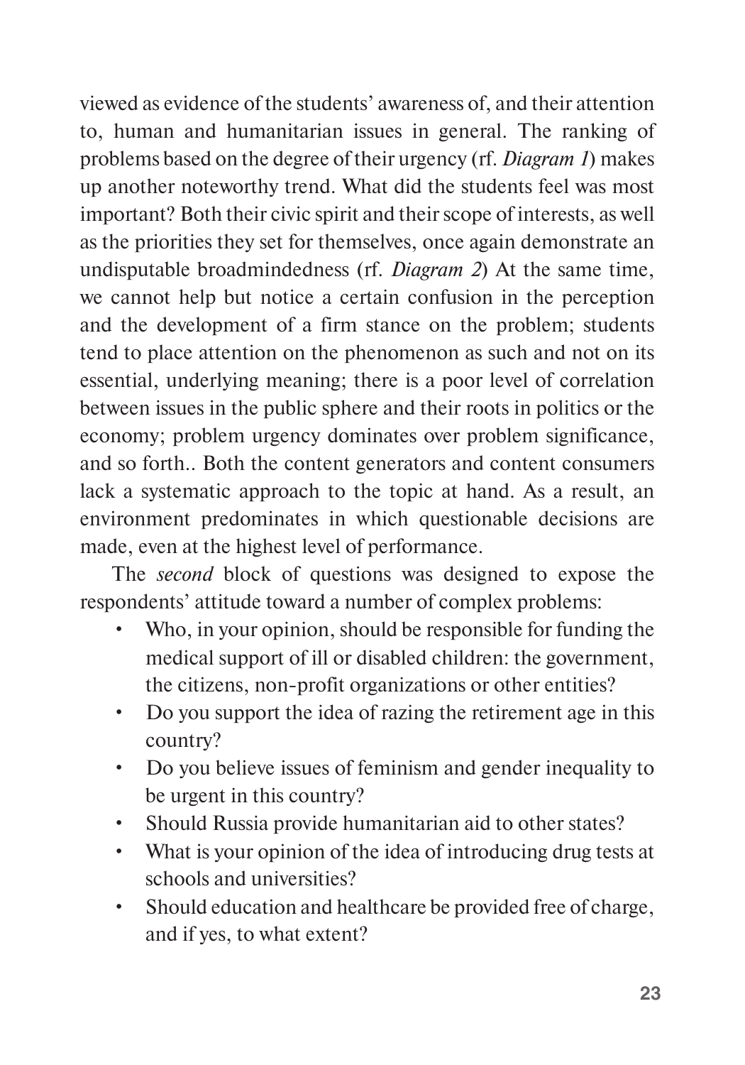viewed as evidence of the students' awareness of, and their attention to, human and humanitarian issues in general. The ranking of problems based on the degree of their urgency (rf. *Diagram 1*) makes up another noteworthy trend. What did the students feel was most important? Both their civic spirit and their scope of interests, as well as the priorities they set for themselves, once again demonstrate an undisputable broadmindedness (rf. *Diagram 2*) At the same time, we cannot help but notice a certain confusion in the perception and the development of a firm stance on the problem; students tend to place attention on the phenomenon as such and not on its essential, underlying meaning; there is a poor level of correlation between issues in the public sphere and their roots in politics or the economy; problem urgency dominates over problem significance, and so forth.. Both the content generators and content consumers lack a systematic approach to the topic at hand. As a result, an environment predominates in which questionable decisions are made, even at the highest level of performance.

The *second* block of questions was designed to expose the respondents' attitude toward a number of complex problems:

- Who, in your opinion, should be responsible for funding the medical support of ill or disabled children: the government, the citizens, non-profit organizations or other entities?
- Do you support the idea of razing the retirement age in this country?
- Do you believe issues of feminism and gender inequality to be urgent in this country?
- Should Russia provide humanitarian aid to other states?
- What is your opinion of the idea of introducing drug tests at schools and universities?
- Should education and healthcare be provided free of charge, and if yes, to what extent?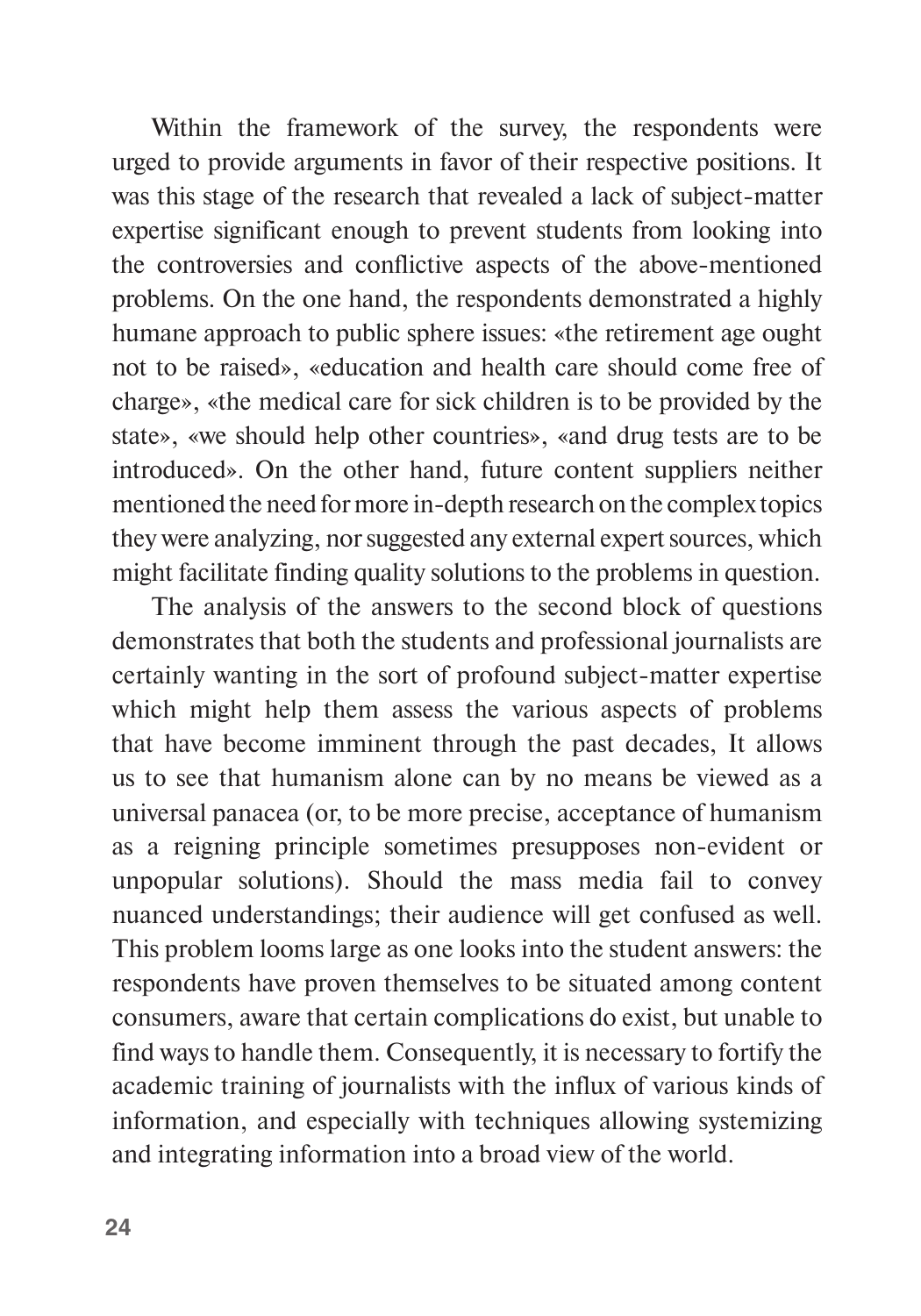Within the framework of the survey, the respondents were urged to provide arguments in favor of their respective positions. It was this stage of the research that revealed a lack of subject-matter expertise significant enough to prevent students from looking into the controversies and conflictive aspects of the above-mentioned problems. On the one hand, the respondents demonstrated a highly humane approach to public sphere issues: «the retirement age ought not to be raised», «education and health care should come free of charge», «the medical care for sick children is to be provided by the state», «we should help other countries», «and drug tests are to be introduced». On the other hand, future content suppliers neither mentioned the need for more in-depth research on the complex topics they were analyzing, nor suggested any external expert sources, which might facilitate finding quality solutions to the problems in question.

The analysis of the answers to the second block of questions demonstrates that both the students and professional journalists are certainly wanting in the sort of profound subject-matter expertise which might help them assess the various aspects of problems that have become imminent through the past decades, It allows us to see that humanism alone can by no means be viewed as a universal panacea (or, to be more precise, acceptance of humanism as a reigning principle sometimes presupposes non-evident or unpopular solutions). Should the mass media fail to convey nuanced understandings; their audience will get confused as well. This problem looms large as one looks into the student answers: the respondents have proven themselves to be situated among content consumers, aware that certain complications do exist, but unable to find ways to handle them. Consequently, it is necessary to fortify the academic training of journalists with the influx of various kinds of information, and especially with techniques allowing systemizing and integrating information into a broad view of the world.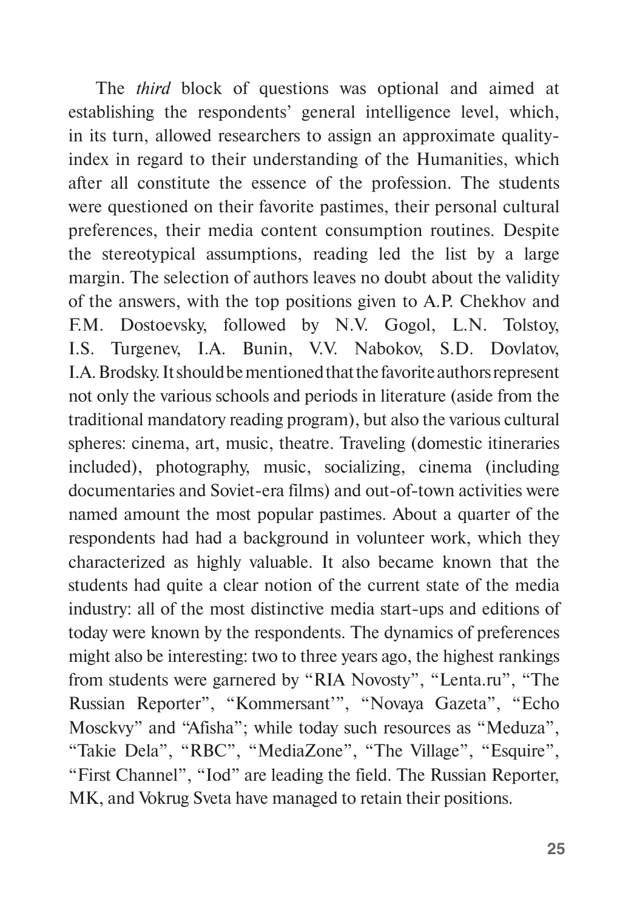The *third* block of questions was optional and aimed at establishing the respondents' general intelligence level, which, in its turn, allowed researchers to assign an approximate quality-index in regard to their understanding of the Humanities, which after all constitute the essence of the profession. The students were questioned on their favorite pastimes, their personal cultural preferences, their media content consumption routines. Despite the stereotypical assumptions, reading led the list by a large margin. The selection of authors leaves no doubt about the validity of the answers, with the top positions given to A.P. Chekhov and F.M. Dostoevsky, followed by N.V. Gogol, L.N. Tolstoy, I.S. Turgenev, I.A. Bunin, V.V. Nabokov, S.D. Dovlatov, I.A. Brodsky. It should be mentioned that the favorite authors represent not only the various schools and periods in literature (aside from the traditional mandatory reading program), but also the various cultural spheres: cinema, art, music, theatre. Traveling (domestic itineraries included), photography, music, socializing, cinema (including documentaries and Soviet-era films) and out-of-town activities were named amount the most popular pastimes. About a quarter of the respondents had had a background in volunteer work, which they characterized as highly valuable. It also became known that the students had quite a clear notion of the current state of the media industry: all of the most distinctive media start-ups and editions of today were known by the respondents. The dynamics of preferences might also be interesting: two to three years ago, the highest rankings from students were garnered by "RIA Novosty", "Lenta.ru", "The Russian Reporter", "Kommersant'", "Novaya Gazeta", "Echo Mosckvy" and "Afisha"; while today such resources as "Meduza", "Takie Dela", "RBC", "MediaZone", "The Village", "Esquire", "First Channel", "Iod" are leading the field. The Russian Reporter, MK, and Vokrug Sveta have managed to retain their positions.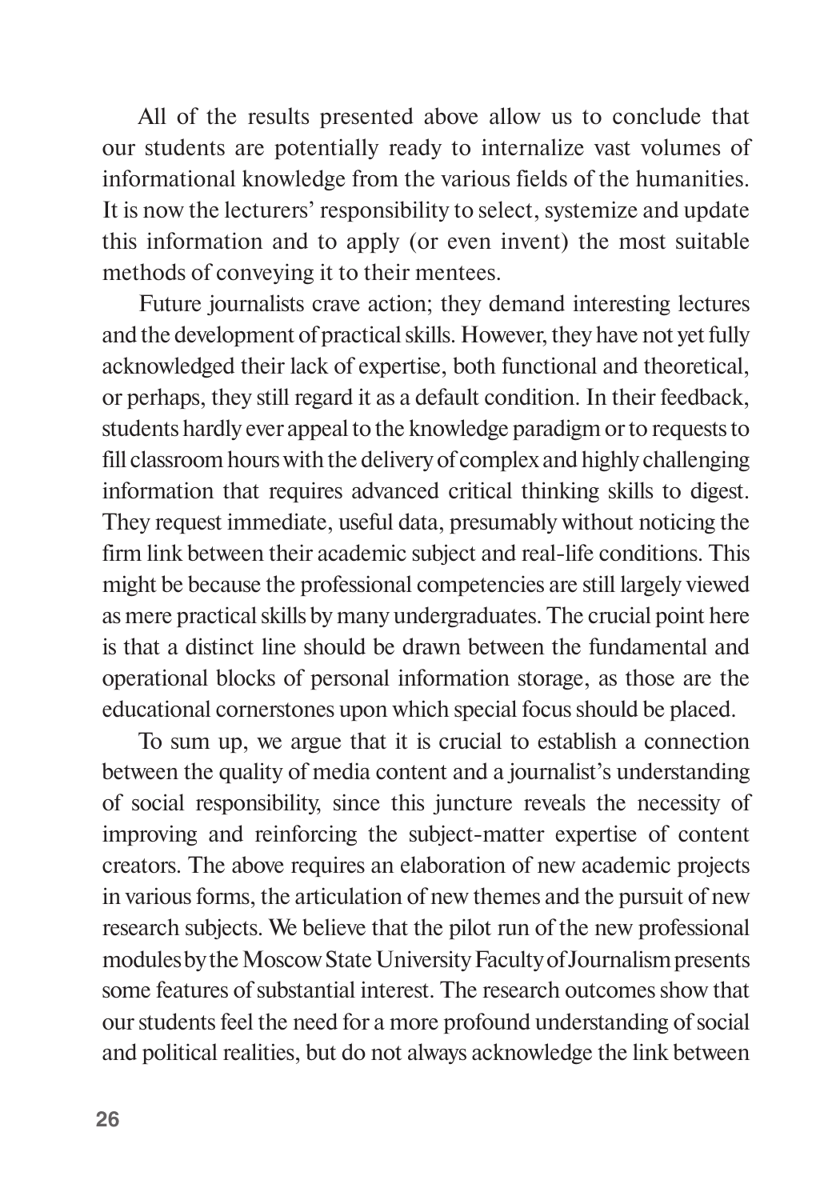All of the results presented above allow us to conclude that our students are potentially ready to internalize vast volumes of informational knowledge from the various fields of the humanities. It is now the lecturers' responsibility to select, systemize and update this information and to apply (or even invent) the most suitable methods of conveying it to their mentees.

Future journalists crave action; they demand interesting lectures and the development of practical skills. However, they have not yet fully acknowledged their lack of expertise, both functional and theoretical, or perhaps, they still regard it as a default condition. In their feedback, students hardly ever appeal to the knowledge paradigm or to requests to fill classroom hours with the delivery of complex and highly challenging information that requires advanced critical thinking skills to digest. They request immediate, useful data, presumably without noticing the firm link between their academic subject and real-life conditions. This might be because the professional competencies are still largely viewed as mere practical skills by many undergraduates. The crucial point here is that a distinct line should be drawn between the fundamental and operational blocks of personal information storage, as those are the educational cornerstones upon which special focus should be placed.

To sum up, we argue that it is crucial to establish a connection between the quality of media content and a journalist's understanding of social responsibility, since this juncture reveals the necessity of improving and reinforcing the subject-matter expertise of content creators. The above requires an elaboration of new academic projects in various forms, the articulation of new themes and the pursuit of new research subjects. We believe that the pilot run of the new professional modules by the Moscow State University Faculty of Journalism presents some features of substantial interest. The research outcomes show that our students feel the need for a more profound understanding of social and political realities, but do not always acknowledge the link between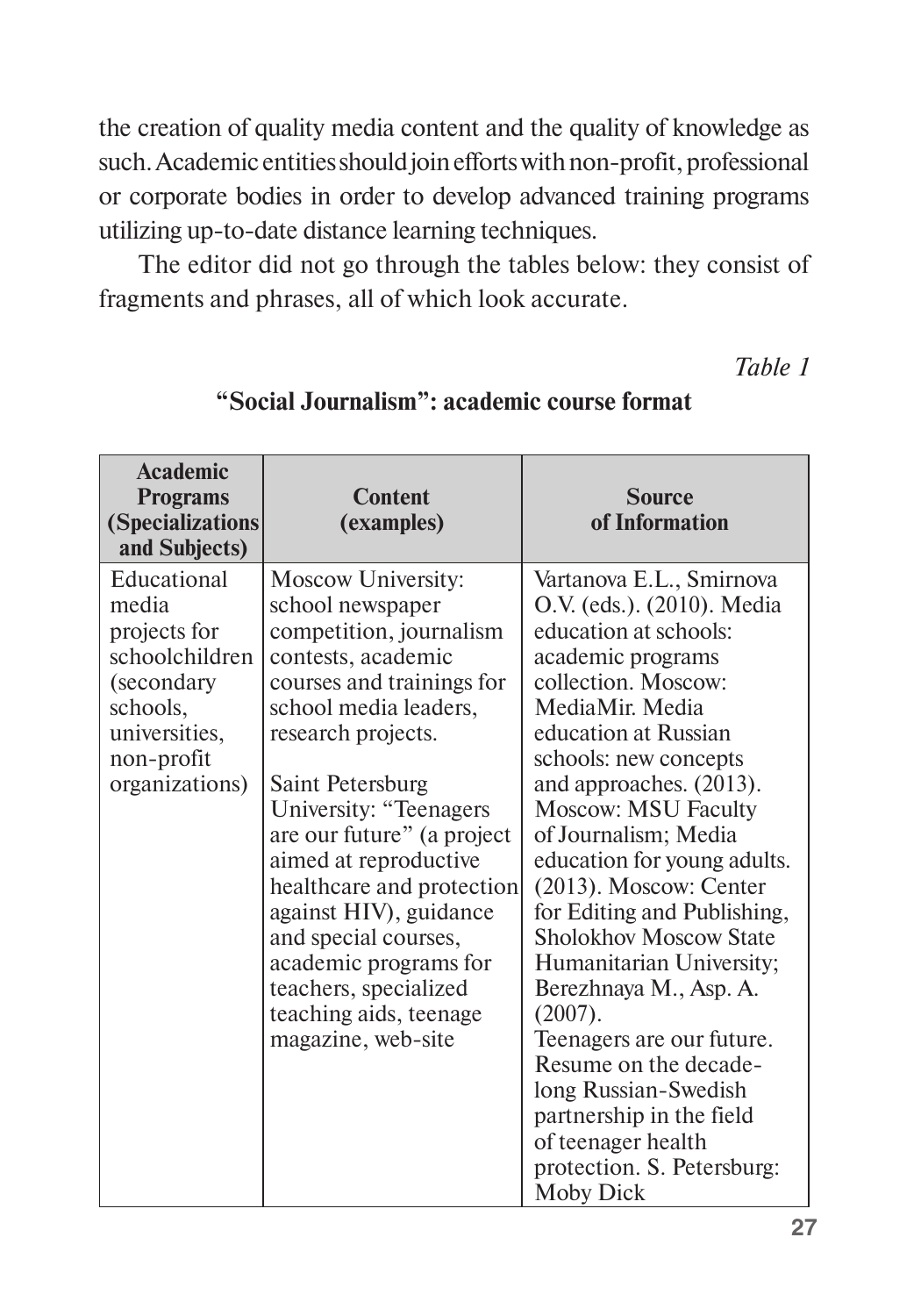the creation of quality media content and the quality of knowledge as such. Academic entities should join efforts with non-profit, professional or corporate bodies in order to develop advanced training programs utilizing up-to-date distance learning techniques.

The editor did not go through the tables below: they consist of fragments and phrases, all of which look accurate.

*Table 1*

**"Social Journalism": academic course format**

| Academic Programs (Specializations and Subjects) | Content (examples) | Source of Information |
|---|---|---|
| Educational media projects for schoolchildren (secondary schools, universities, non-profit organizations) | Moscow University: school newspaper competition, journalism contests, academic courses and trainings for school media leaders, research projects.<br><br>Saint Petersburg University: "Teenagers are our future" (a project aimed at reproductive healthcare and protection against HIV), guidance and special courses, academic programs for teachers, specialized teaching aids, teenage magazine, web-site | Vartanova E.L., Smirnova O.V. (eds.). (2010). Media education at schools: academic programs collection. Moscow: MediaMir. Media education at Russian schools: new concepts and approaches. (2013). Moscow: MSU Faculty of Journalism; Media education for young adults. (2013). Moscow: Center for Editing and Publishing, Sholokhov Moscow State Humanitarian University; Berezhnaya M., Asp. A. (2007).<br>Teenagers are our future. Resume on the decade-long Russian-Swedish partnership in the field of teenager health protection. S. Petersburg: Moby Dick |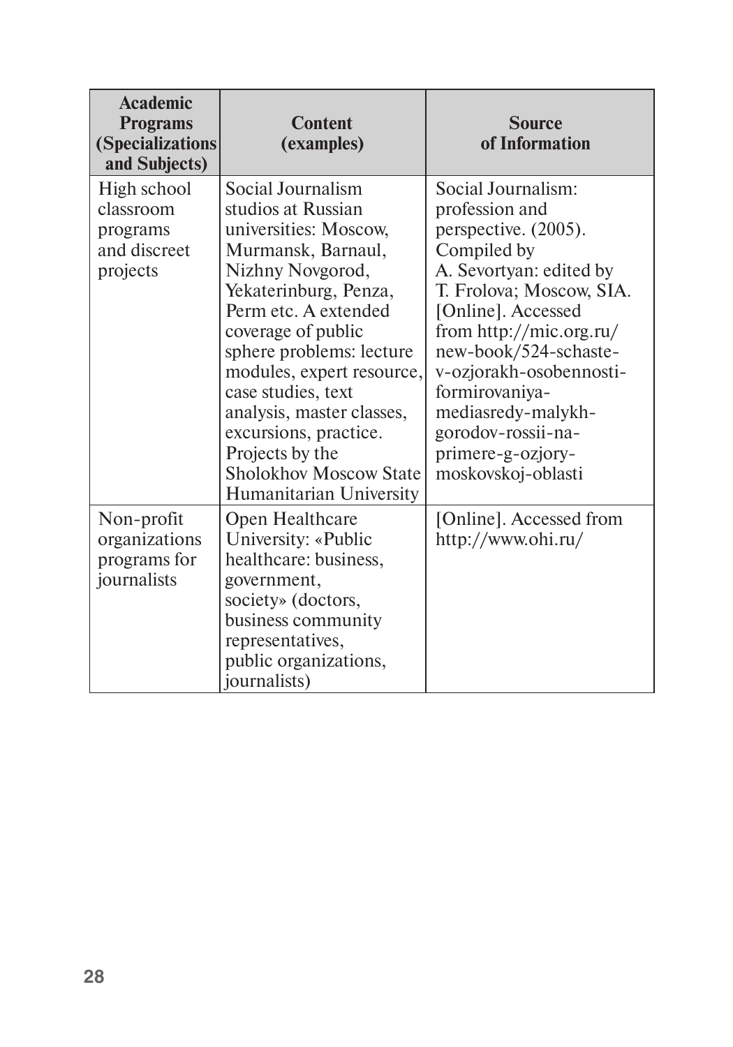| Academic Programs (Specializations and Subjects) | Content (examples) | Source of Information |
|---|---|---|
| High school classroom programs and discreet projects | Social Journalism studios at Russian universities: Moscow, Murmansk, Barnaul, Nizhny Novgorod, Yekaterinburg, Penza, Perm etc. A extended coverage of public sphere problems: lecture modules, expert resource, case studies, text analysis, master classes, excursions, practice. Projects by the Sholokhov Moscow State Humanitarian University | Social Journalism: profession and perspective. (2005). Compiled by A. Sevortyan: edited by T. Frolova; Moscow, SIA. [Online]. Accessed from http://mic.org.ru/new-book/524-schaste-v-ozjorakh-osobennosti-formirovaniya-mediasredy-malykh-gorodov-rossii-na-primere-g-ozjory-moskovskoj-oblasti |
| Non-profit organizations programs for journalists | Open Healthcare University: «Public healthcare: business, government, society» (doctors, business community representatives, public organizations, journalists) | [Online]. Accessed from http://www.ohi.ru/ |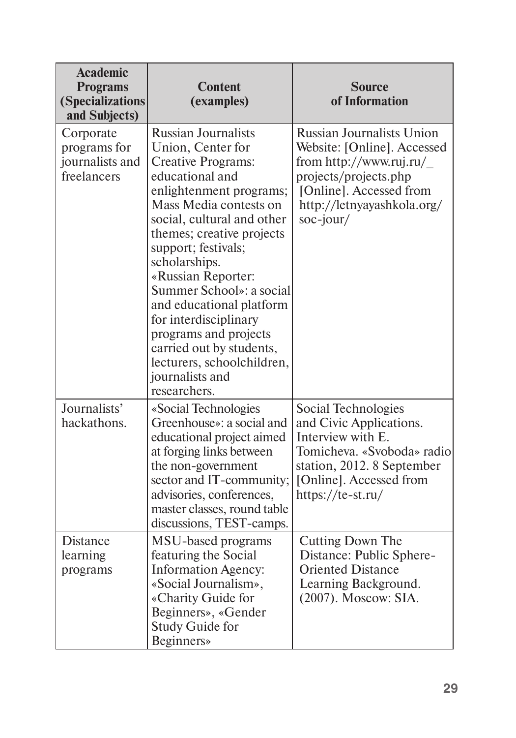| Academic Programs (Specializations and Subjects) | Content (examples) | Source of Information |
|---|---|---|
| Corporate programs for journalists and freelancers | Russian Journalists Union, Center for Creative Programs: educational and enlightenment programs; Mass Media contests on social, cultural and other themes; creative projects support; festivals; scholarships. «Russian Reporter: Summer School»: a social and educational platform for interdisciplinary programs and projects carried out by students, lecturers, schoolchildren, journalists and researchers. | Russian Journalists Union Website: [Online]. Accessed from http://www.ruj.ru/_projects/projects.php [Online]. Accessed from http://letnyayashkola.org/soc-jour/ |
| Journalists' hackathons. | «Social Technologies Greenhouse»: a social and educational project aimed at forging links between the non-government sector and IT-community; advisories, conferences, master classes, round table discussions, TEST-camps. | Social Technologies and Civic Applications. Interview with E. Tomicheva. «Svoboda» radio station, 2012. 8 September [Online]. Accessed from https://te-st.ru/ |
| Distance learning programs | MSU-based programs featuring the Social Information Agency: «Social Journalism», «Charity Guide for Beginners», «Gender Study Guide for Beginners» | Cutting Down The Distance: Public Sphere-Oriented Distance Learning Background. (2007). Moscow: SIA. |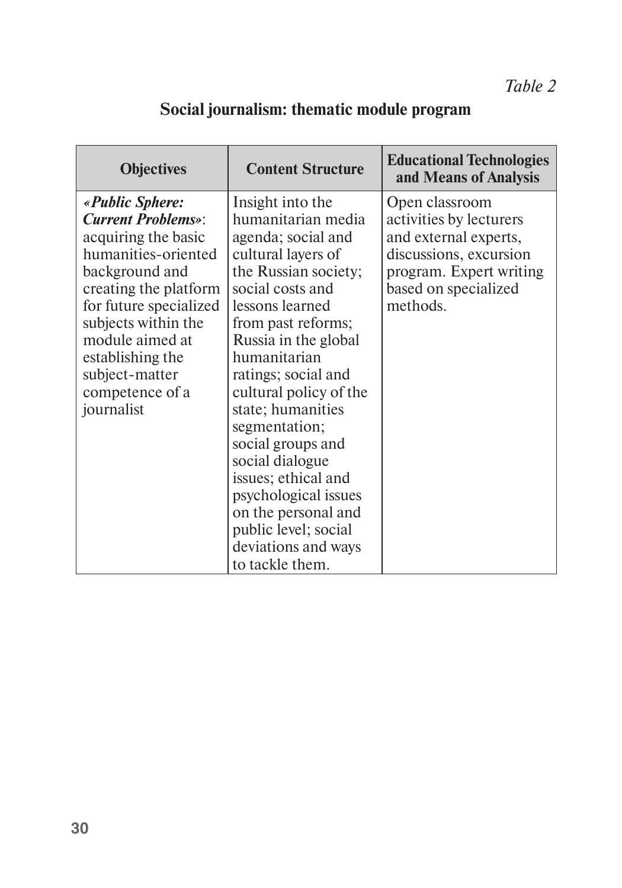*Table 2*

**Social journalism: thematic module program**

| Objectives | Content Structure | Educational Technologies and Means of Analysis |
|---|---|---|
| ***«Public Sphere: Current Problems»***: acquiring the basic humanities-oriented background and creating the platform for future specialized subjects within the module aimed at establishing the subject-matter competence of a journalist | Insight into the humanitarian media agenda; social and cultural layers of the Russian society; social costs and lessons learned from past reforms; Russia in the global humanitarian ratings; social and cultural policy of the state; humanities segmentation; social groups and social dialogue issues; ethical and psychological issues on the personal and public level; social deviations and ways to tackle them. | Open classroom activities by lecturers and external experts, discussions, excursion program. Expert writing based on specialized methods. |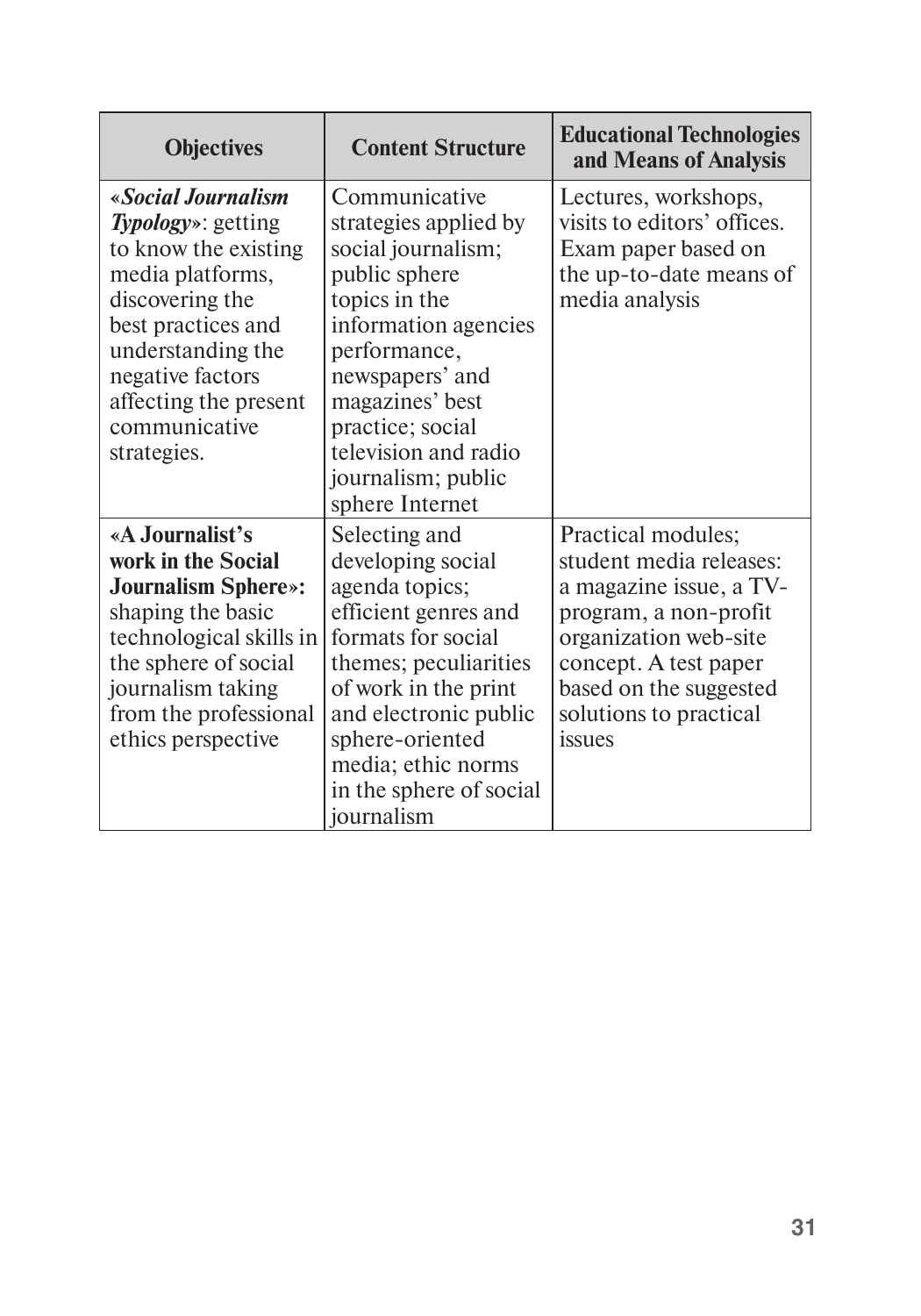| **Objectives** | **Content Structure** | **Educational Technologies and Means of Analysis** |
|---|---|---|
| «***Social Journalism Typology***»: getting to know the existing media platforms, discovering the best practices and understanding the negative factors affecting the present communicative strategies. | Communicative strategies applied by social journalism; public sphere topics in the information agencies performance, newspapers' and magazines' best practice; social television and radio journalism; public sphere Internet | Lectures, workshops, visits to editors' offices. Exam paper based on the up-to-date means of media analysis |
| **«A Journalist's work in the Social Journalism Sphere»:** shaping the basic technological skills in the sphere of social journalism taking from the professional ethics perspective | Selecting and developing social agenda topics; efficient genres and formats for social themes; peculiarities of work in the print and electronic public sphere-oriented media; ethic norms in the sphere of social journalism | Practical modules; student media releases: a magazine issue, a TV-program, a non-profit organization web-site concept. A test paper based on the suggested solutions to practical issues |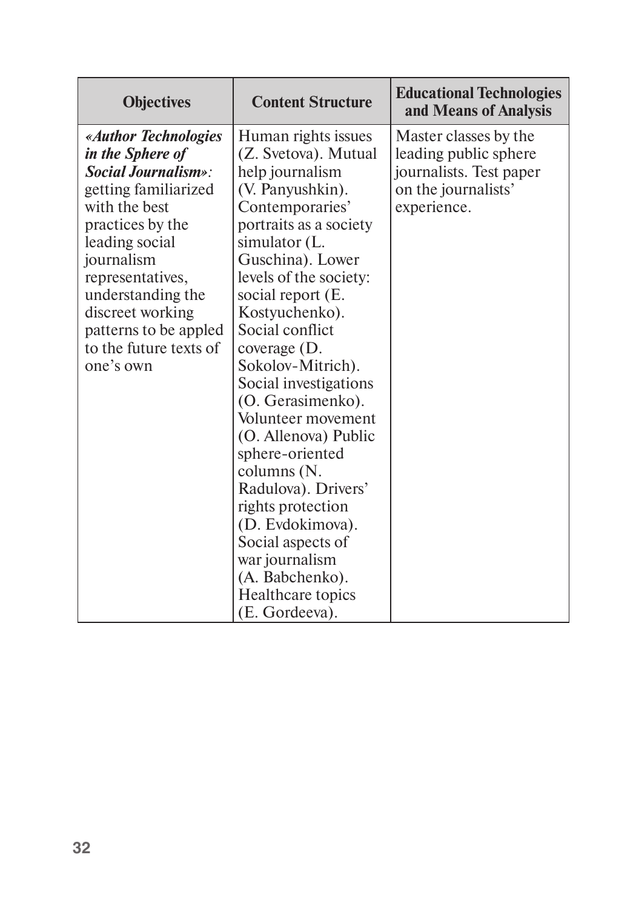| Objectives | Content Structure | Educational Technologies and Means of Analysis |
|---|---|---|
| ***«Author Technologies in the Sphere of Social Journalism»****:* getting familiarized with the best practices by the leading social journalism representatives, understanding the discreet working patterns to be appled to the future texts of one's own | Human rights issues (Z. Svetova). Mutual help journalism (V. Panyushkin). Contemporaries' portraits as a society simulator (L. Guschina). Lower levels of the society: social report (E. Kostyuchenko). Social conflict coverage (D. Sokolov-Mitrich). Social investigations (O. Gerasimenko). Volunteer movement (O. Allenova) Public sphere-oriented columns (N. Radulova). Drivers' rights protection (D. Evdokimova). Social aspects of war journalism (A. Babchenko). Healthcare topics (E. Gordeeva). | Master classes by the leading public sphere journalists. Test paper on the journalists' experience. |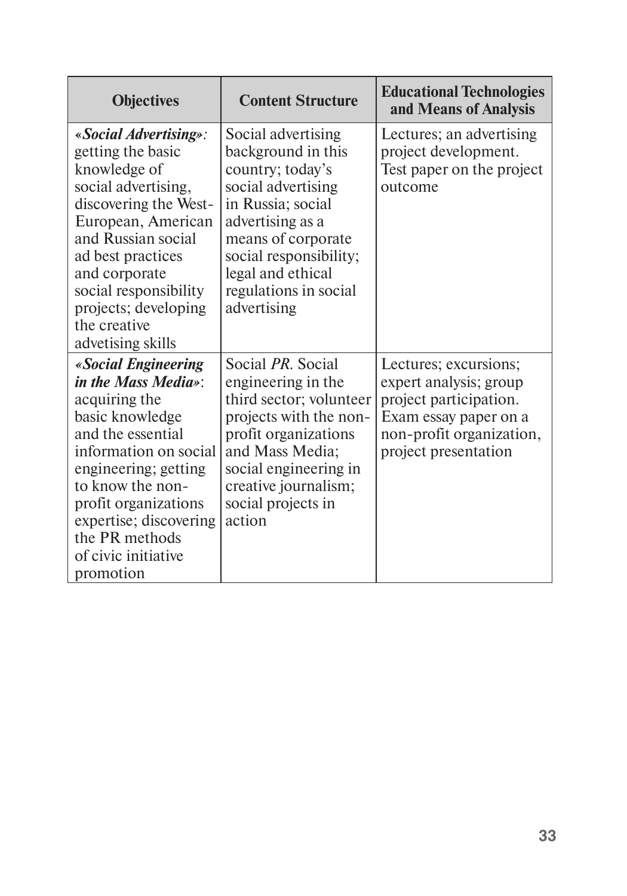| Objectives | Content Structure | Educational Technologies and Means of Analysis |
|---|---|---|
| ***«Social Advertising»***: getting the basic knowledge of social advertising, discovering the West-European, American and Russian social ad best practices and corporate social responsibility projects; developing the creative advetising skills | Social advertising background in this country; today's social advertising in Russia; social advertising as a means of corporate social responsibility; legal and ethical regulations in social advertising | Lectures; an advertising project development. Test paper on the project outcome |
| ***«Social Engineering in the Mass Media»***: acquiring the basic knowledge and the essential information on social engineering; getting to know the non-profit organizations expertise; discovering the PR methods of civic initiative promotion | Social *PR*. Social engineering in the third sector; volunteer projects with the non-profit organizations and Mass Media; social engineering in creative journalism; social projects in action | Lectures; excursions; expert analysis; group project participation. Exam essay paper on a non-profit organization, project presentation |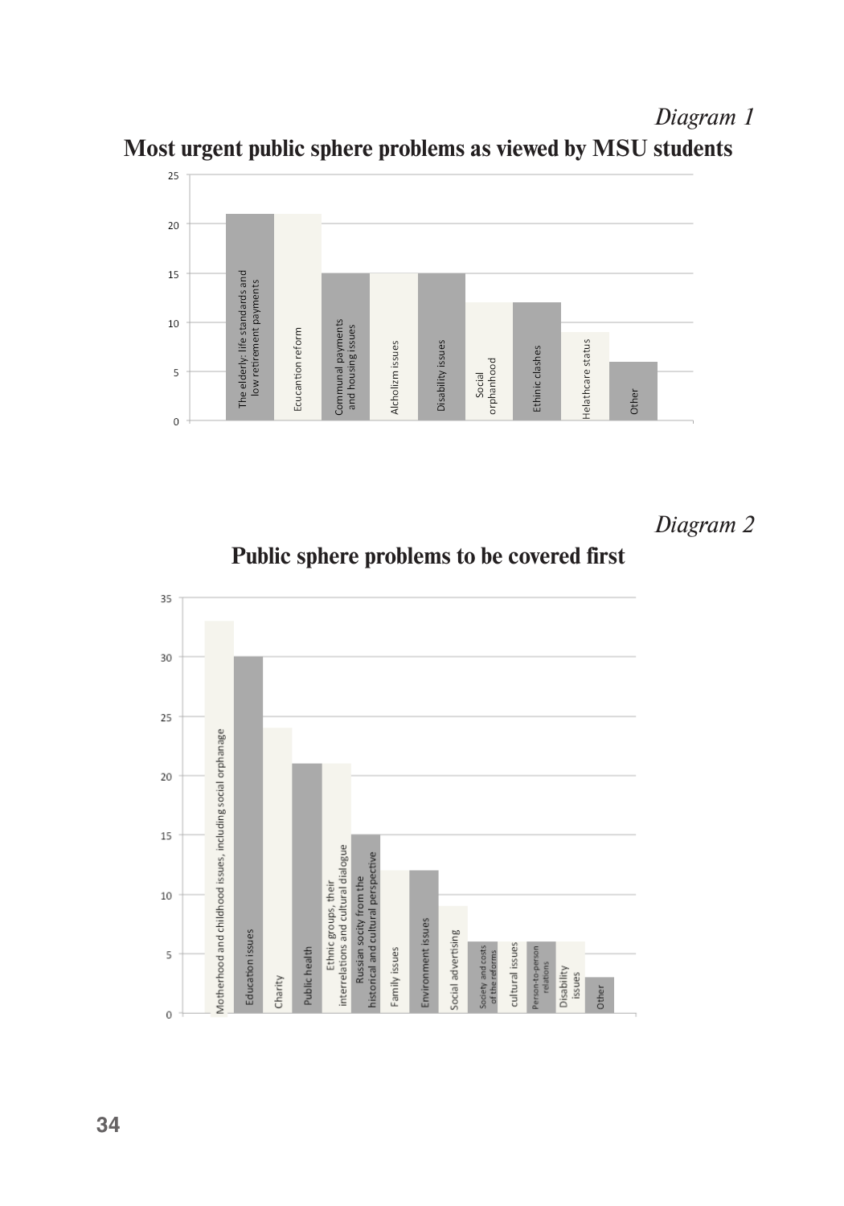*Diagram 1*

**Most urgent public sphere problems as viewed by MSU students**

| Problem | Value |
|---|---|
| The elderly: life standards and low retirement payments | 21 |
| Ecucantion reform | 21 |
| Communal payments and housing issues | 15 |
| Alcholizm issues | 15 |
| Disability issues | 15 |
| Social orphanhood | 12 |
| Ethinic clashes | 12 |
| Helathcare status | 9 |
| Other | 6 |

*Diagram 2*

**Public sphere problems to be covered first**

| Problem | Value |
|---|---|
| Motherhood and childhood issues, including social orphanage | 33 |
| Education issues | 30 |
| Charity | 24 |
| Public health | 21 |
| Ethnic groups, their interrelations and cultural dialogue | 21 |
| Russian socity from the historical and cultural perspective | 15 |
| Family issues | 12 |
| Environment issues | 12 |
| Social advertising | 9 |
| Society and costs of the reforms | 6 |
| cultural issues | 6 |
| Person-to-person relations | 6 |
| Disability issues | 6 |
| Other | 3 |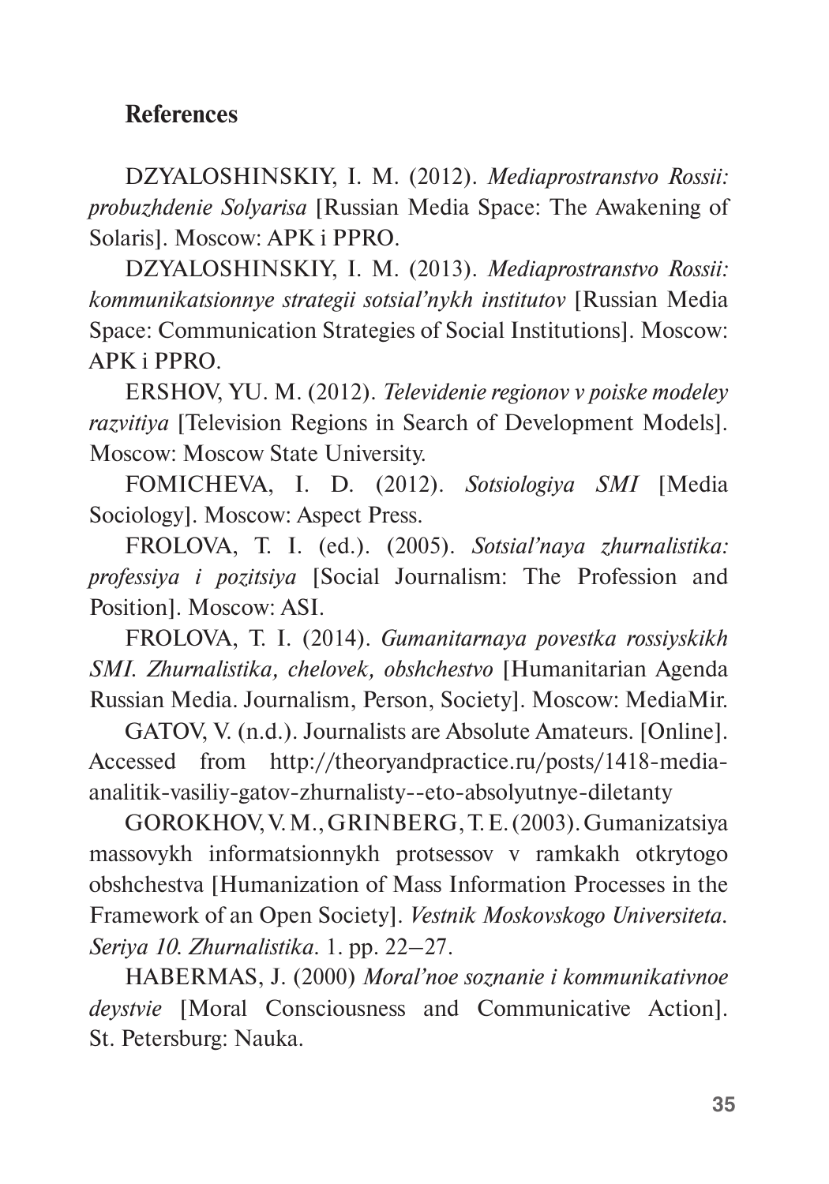## References

DZYALOSHINSKIY, I. M. (2012). *Mediaprostranstvo Rossii: probuzhdenie Solyarisa* [Russian Media Space: The Awakening of Solaris]. Moscow: APK i PPRO.

DZYALOSHINSKIY, I. M. (2013). *Mediaprostranstvo Rossii: kommunikatsionnye strategii sotsial'nykh institutov* [Russian Media Space: Communication Strategies of Social Institutions]. Moscow: APK i PPRO.

ERSHOV, YU. M. (2012). *Televidenie regionov v poiske modeley razvitiya* [Television Regions in Search of Development Models]. Moscow: Moscow State University.

FOMICHEVA, I. D. (2012). *Sotsiologiya SMI* [Media Sociology]. Moscow: Aspect Press.

FROLOVA, T. I. (ed.). (2005). *Sotsial'naya zhurnalistika: professiya i pozitsiya* [Social Journalism: The Profession and Position]. Moscow: ASI.

FROLOVA, T. I. (2014). *Gumanitarnaya povestka rossiyskikh SMI. Zhurnalistika, chelovek, obshchestvo* [Humanitarian Agenda Russian Media. Journalism, Person, Society]. Moscow: MediaMir.

GATOV, V. (n.d.). Journalists are Absolute Amateurs. [Online]. Accessed from http://theoryandpractice.ru/posts/1418-media-analitik-vasiliy-gatov-zhurnalisty--eto-absolyutnye-diletanty

GOROKHOV, V. M., GRINBERG, T. E. (2003). Gumanizatsiya massovykh informatsionnykh protsessov v ramkakh otkrytogo obshchestva [Humanization of Mass Information Processes in the Framework of an Open Society]. *Vestnik Moskovskogo Universiteta. Seriya 10. Zhurnalistika*. 1. pp. 22–27.

HABERMAS, J. (2000) *Moral'noe soznanie i kommunikativnoe deystvie* [Moral Consciousness and Communicative Action]. St. Petersburg: Nauka.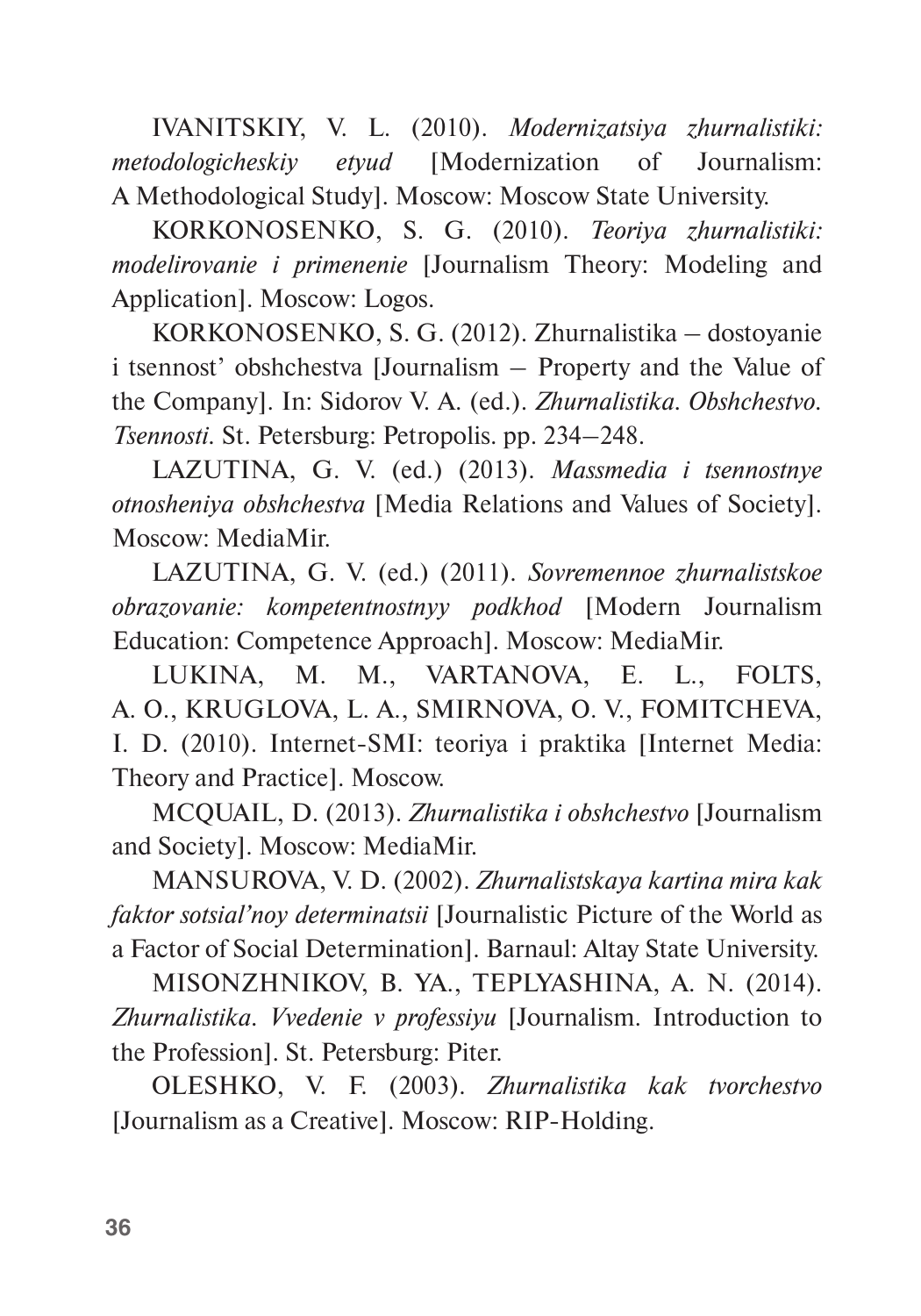IVANITSKIY, V. L. (2010). *Modernizatsiya zhurnalistiki: metodologicheskiy etyud* [Modernization of Journalism: A Methodological Study]. Moscow: Moscow State University.

KORKONOSENKO, S. G. (2010). *Teoriya zhurnalistiki: modelirovanie i primenenie* [Journalism Theory: Modeling and Application]. Moscow: Logos.

KORKONOSENKO, S. G. (2012). Zhurnalistika – dostoyanie i tsennost' obshchestva [Journalism – Property and the Value of the Company]. In: Sidorov V. A. (ed.). *Zhurnalistika. Obshchestvo. Tsennosti*. St. Petersburg: Petropolis. pp. 234–248.

LAZUTINA, G. V. (ed.) (2013). *Massmedia i tsennostnye otnosheniya obshchestva* [Media Relations and Values of Society]. Moscow: MediaMir.

LAZUTINA, G. V. (ed.) (2011). *Sovremennoe zhurnalistskoe obrazovanie: kompetentnostnyy podkhod* [Modern Journalism Education: Competence Approach]. Moscow: MediaMir.

LUKINA, M. M., VARTANOVA, E. L., FOLTS, A. O., KRUGLOVA, L. A., SMIRNOVA, O. V., FOMITCHEVA, I. D. (2010). Internet-SMI: teoriya i praktika [Internet Media: Theory and Practice]. Moscow.

MCQUAIL, D. (2013). *Zhurnalistika i obshchestvo* [Journalism and Society]. Moscow: MediaMir.

MANSUROVA, V. D. (2002). *Zhurnalistskaya kartina mira kak faktor sotsial'noy determinatsii* [Journalistic Picture of the World as a Factor of Social Determination]. Barnaul: Altay State University.

MISONZHNIKOV, B. YA., TEPLYASHINA, A. N. (2014). *Zhurnalistika. Vvedenie v professiyu* [Journalism. Introduction to the Profession]. St. Petersburg: Piter.

OLESHKO, V. F. (2003). *Zhurnalistika kak tvorchestvo* [Journalism as a Creative]. Moscow: RIP-Holding.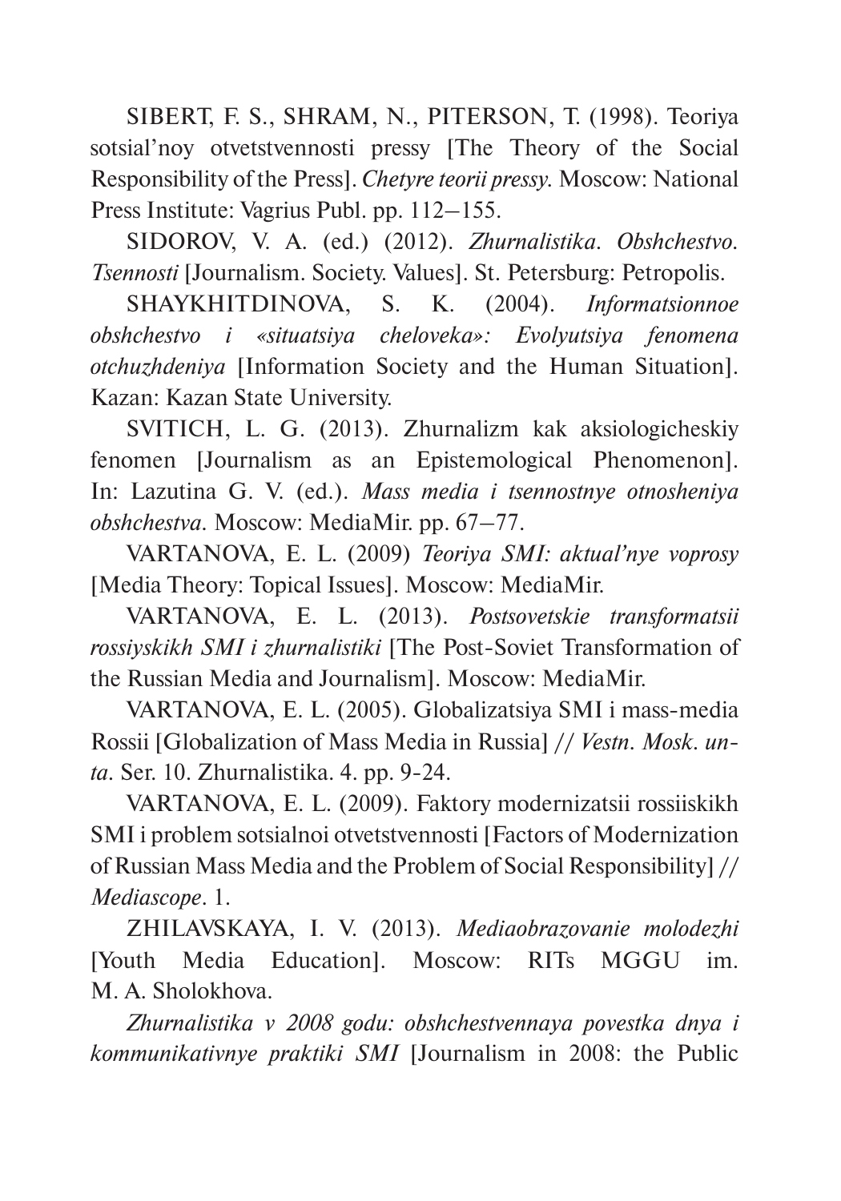SIBERT, F. S., SHRAM, N., PITERSON, T. (1998). Teoriya sotsial'noy otvetstvennosti pressy [The Theory of the Social Responsibility of the Press]. *Chetyre teorii pressy.* Moscow: National Press Institute: Vagrius Publ. pp. 112–155.

SIDOROV, V. A. (ed.) (2012). *Zhurnalistika. Obshchestvo. Tsennosti* [Journalism. Society. Values]. St. Petersburg: Petropolis.

SHAYKHITDINOVA, S. K. (2004). *Informatsionnoe obshchestvo i «situatsiya cheloveka»: Evolyutsiya fenomena otchuzhdeniya* [Information Society and the Human Situation]. Kazan: Kazan State University.

SVITICH, L. G. (2013). Zhurnalizm kak aksiologicheskiy fenomen [Journalism as an Epistemological Phenomenon]. In: Lazutina G. V. (ed.). *Mass media i tsennostnye otnosheniya obshchestva.* Moscow: MediaMir. pp. 67–77.

VARTANOVA, E. L. (2009) *Teoriya SMI: aktual'nye voprosy* [Media Theory: Topical Issues]. Moscow: MediaMir.

VARTANOVA, E. L. (2013). *Postsovetskie transformatsii rossiyskikh SMI i zhurnalistiki* [The Post-Soviet Transformation of the Russian Media and Journalism]. Moscow: MediaMir.

VARTANOVA, E. L. (2005). Globalizatsiya SMI i mass-media Rossii [Globalization of Mass Media in Russia] // *Vestn. Mosk. un-ta.* Ser. 10. Zhurnalistika. 4. pp. 9-24.

VARTANOVA, E. L. (2009). Faktory modernizatsii rossiiskikh SMI i problem sotsialnoi otvetstvennosti [Factors of Modernization of Russian Mass Media and the Problem of Social Responsibility] // *Mediascope*. 1.

ZHILAVSKAYA, I. V. (2013). *Mediaobrazovanie molodezhi* [Youth Media Education]. Moscow: RITs MGGU im. M. A. Sholokhova.

*Zhurnalistika v 2008 godu: obshchestvennaya povestka dnya i kommunikativnye praktiki SMI* [Journalism in 2008: the Public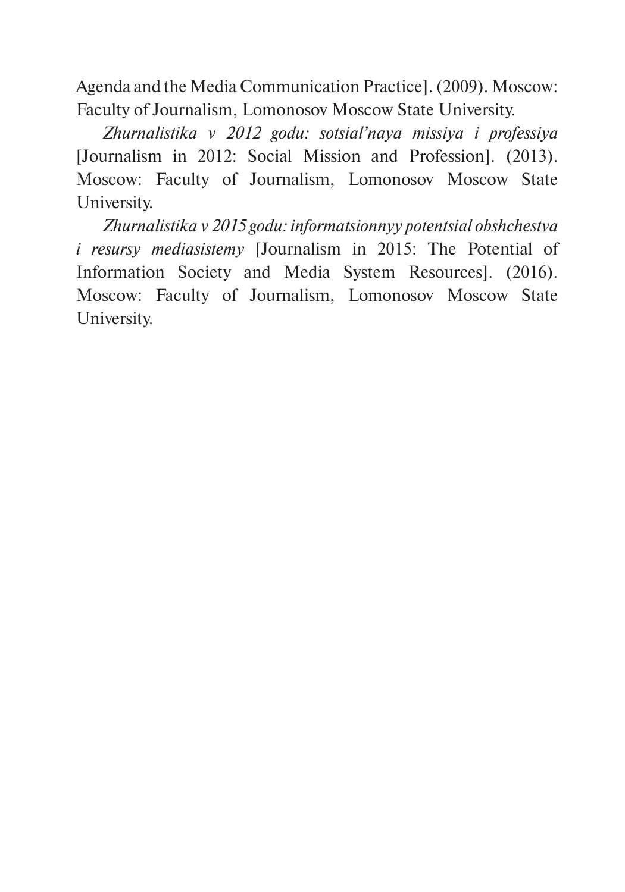Agenda and the Media Communication Practice]. (2009). Moscow: Faculty of Journalism, Lomonosov Moscow State University.

*Zhurnalistika v 2012 godu: sotsial'naya missiya i professiya* [Journalism in 2012: Social Mission and Profession]. (2013). Moscow: Faculty of Journalism, Lomonosov Moscow State University.

*Zhurnalistika v 2015 godu: informatsionnyy potentsial obshchestva i resursy mediasistemy* [Journalism in 2015: The Potential of Information Society and Media System Resources]. (2016). Moscow: Faculty of Journalism, Lomonosov Moscow State University.